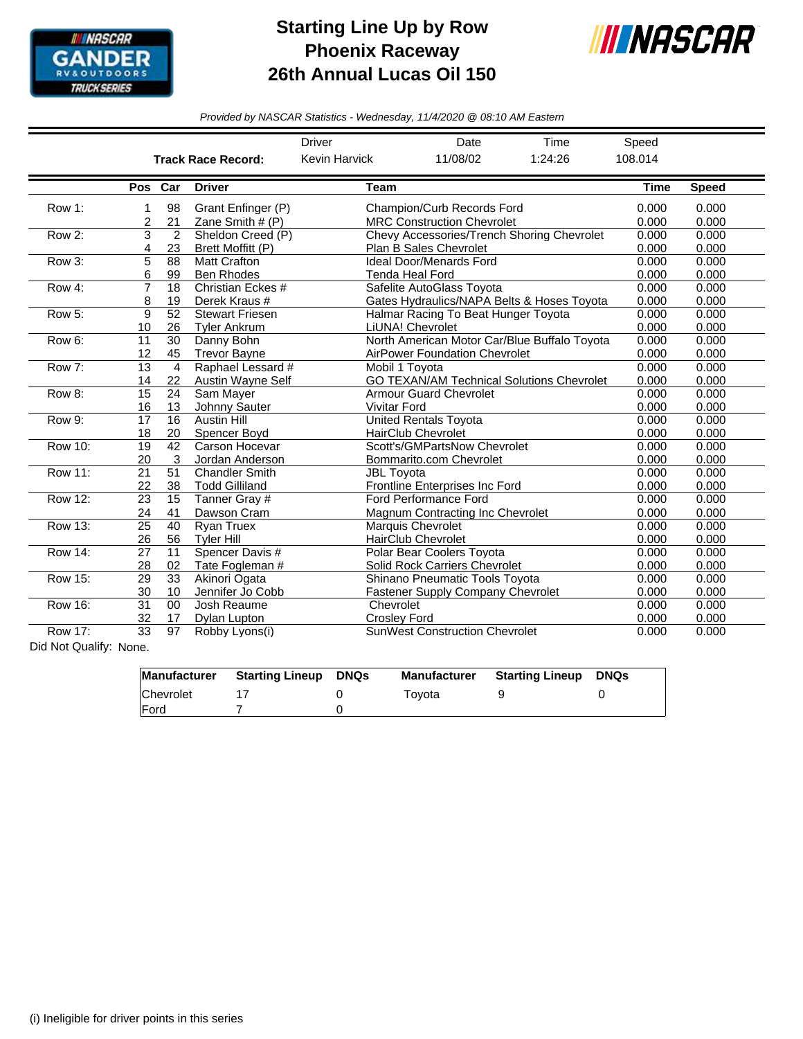# Starting Line Up by Row
## Phoenix Raceway
## 26th Annual Lucas Oil 150

*Provided by NASCAR Statistics - Wednesday, 11/4/2020 @ 08:10 AM Eastern*

| | Driver | Date | Time | Speed |
|---|---|---|---|---|
| **Track Race Record:** | Kevin Harvick | 11/08/02 | 1:24:26 | 108.014 |

| | Pos | Car | Driver | Team | Time | Speed |
|---|---|---|---|---|---|---|
| Row 1: | 1 | 98 | Grant Enfinger (P) | Champion/Curb Records Ford | 0.000 | 0.000 |
| | 2 | 21 | Zane Smith # (P) | MRC Construction Chevrolet | 0.000 | 0.000 |
| Row 2: | 3 | 2 | Sheldon Creed (P) | Chevy Accessories/Trench Shoring Chevrolet | 0.000 | 0.000 |
| | 4 | 23 | Brett Moffitt (P) | Plan B Sales Chevrolet | 0.000 | 0.000 |
| Row 3: | 5 | 88 | Matt Crafton | Ideal Door/Menards Ford | 0.000 | 0.000 |
| | 6 | 99 | Ben Rhodes | Tenda Heal Ford | 0.000 | 0.000 |
| Row 4: | 7 | 18 | Christian Eckes # | Safelite AutoGlass Toyota | 0.000 | 0.000 |
| | 8 | 19 | Derek Kraus # | Gates Hydraulics/NAPA Belts & Hoses Toyota | 0.000 | 0.000 |
| Row 5: | 9 | 52 | Stewart Friesen | Halmar Racing To Beat Hunger Toyota | 0.000 | 0.000 |
| | 10 | 26 | Tyler Ankrum | LiUNA! Chevrolet | 0.000 | 0.000 |
| Row 6: | 11 | 30 | Danny Bohn | North American Motor Car/Blue Buffalo Toyota | 0.000 | 0.000 |
| | 12 | 45 | Trevor Bayne | AirPower Foundation Chevrolet | 0.000 | 0.000 |
| Row 7: | 13 | 4 | Raphael Lessard # | Mobil 1 Toyota | 0.000 | 0.000 |
| | 14 | 22 | Austin Wayne Self | GO TEXAN/AM Technical Solutions Chevrolet | 0.000 | 0.000 |
| Row 8: | 15 | 24 | Sam Mayer | Armour Guard Chevrolet | 0.000 | 0.000 |
| | 16 | 13 | Johnny Sauter | Vivitar Ford | 0.000 | 0.000 |
| Row 9: | 17 | 16 | Austin Hill | United Rentals Toyota | 0.000 | 0.000 |
| | 18 | 20 | Spencer Boyd | HairClub Chevrolet | 0.000 | 0.000 |
| Row 10: | 19 | 42 | Carson Hocevar | Scott's/GMPartsNow Chevrolet | 0.000 | 0.000 |
| | 20 | 3 | Jordan Anderson | Bommarito.com Chevrolet | 0.000 | 0.000 |
| Row 11: | 21 | 51 | Chandler Smith | JBL Toyota | 0.000 | 0.000 |
| | 22 | 38 | Todd Gilliland | Frontline Enterprises Inc Ford | 0.000 | 0.000 |
| Row 12: | 23 | 15 | Tanner Gray # | Ford Performance Ford | 0.000 | 0.000 |
| | 24 | 41 | Dawson Cram | Magnum Contracting Inc Chevrolet | 0.000 | 0.000 |
| Row 13: | 25 | 40 | Ryan Truex | Marquis Chevrolet | 0.000 | 0.000 |
| | 26 | 56 | Tyler Hill | HairClub Chevrolet | 0.000 | 0.000 |
| Row 14: | 27 | 11 | Spencer Davis # | Polar Bear Coolers Toyota | 0.000 | 0.000 |
| | 28 | 02 | Tate Fogleman # | Solid Rock Carriers Chevrolet | 0.000 | 0.000 |
| Row 15: | 29 | 33 | Akinori Ogata | Shinano Pneumatic Tools Toyota | 0.000 | 0.000 |
| | 30 | 10 | Jennifer Jo Cobb | Fastener Supply Company Chevrolet | 0.000 | 0.000 |
| Row 16: | 31 | 00 | Josh Reaume | Chevrolet | 0.000 | 0.000 |
| | 32 | 17 | Dylan Lupton | Crosley Ford | 0.000 | 0.000 |
| Row 17: | 33 | 97 | Robby Lyons(i) | SunWest Construction Chevrolet | 0.000 | 0.000 |

Did Not Qualify: None.

| Manufacturer | Starting Lineup | DNQs | Manufacturer | Starting Lineup | DNQs |
|---|---|---|---|---|---|
| Chevrolet | 17 | 0 | Toyota | 9 | 0 |
| Ford | 7 | 0 | | | |

(i) Ineligible for driver points in this series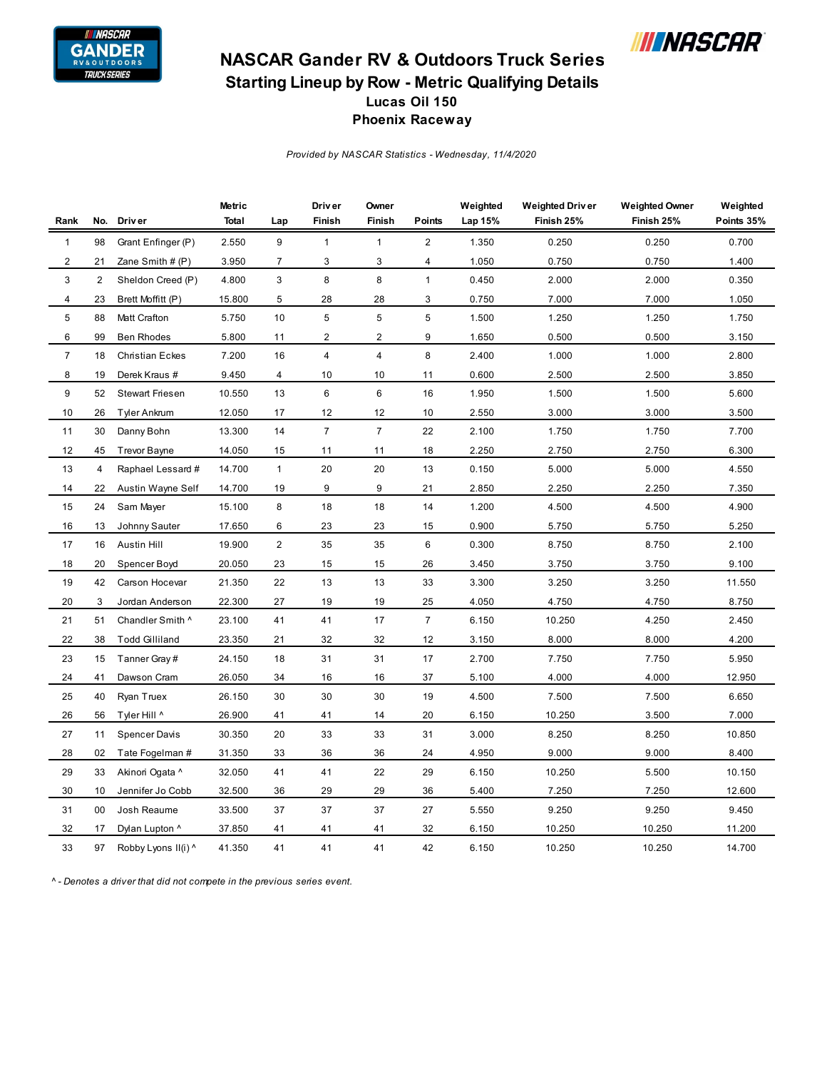# NASCAR Gander RV & Outdoors Truck Series

## Starting Lineup by Row - Metric Qualifying Details

### Lucas Oil 150

### Phoenix Raceway

*Provided by NASCAR Statistics - Wednesday, 11/4/2020*

| Rank | No. | Driver | Metric Total | Lap | Driver Finish | Owner Finish | Points | Weighted Lap 15% | Weighted Driver Finish 25% | Weighted Owner Finish 25% | Weighted Points 35% |
|---|---|---|---|---|---|---|---|---|---|---|---|
| 1 | 98 | Grant Enfinger (P) | 2.550 | 9 | 1 | 1 | 2 | 1.350 | 0.250 | 0.250 | 0.700 |
| 2 | 21 | Zane Smith # (P) | 3.950 | 7 | 3 | 3 | 4 | 1.050 | 0.750 | 0.750 | 1.400 |
| 3 | 2 | Sheldon Creed (P) | 4.800 | 3 | 8 | 8 | 1 | 0.450 | 2.000 | 2.000 | 0.350 |
| 4 | 23 | Brett Moffitt (P) | 15.800 | 5 | 28 | 28 | 3 | 0.750 | 7.000 | 7.000 | 1.050 |
| 5 | 88 | Matt Crafton | 5.750 | 10 | 5 | 5 | 5 | 1.500 | 1.250 | 1.250 | 1.750 |
| 6 | 99 | Ben Rhodes | 5.800 | 11 | 2 | 2 | 9 | 1.650 | 0.500 | 0.500 | 3.150 |
| 7 | 18 | Christian Eckes | 7.200 | 16 | 4 | 4 | 8 | 2.400 | 1.000 | 1.000 | 2.800 |
| 8 | 19 | Derek Kraus # | 9.450 | 4 | 10 | 10 | 11 | 0.600 | 2.500 | 2.500 | 3.850 |
| 9 | 52 | Stewart Friesen | 10.550 | 13 | 6 | 6 | 16 | 1.950 | 1.500 | 1.500 | 5.600 |
| 10 | 26 | Tyler Ankrum | 12.050 | 17 | 12 | 12 | 10 | 2.550 | 3.000 | 3.000 | 3.500 |
| 11 | 30 | Danny Bohn | 13.300 | 14 | 7 | 7 | 22 | 2.100 | 1.750 | 1.750 | 7.700 |
| 12 | 45 | Trevor Bayne | 14.050 | 15 | 11 | 11 | 18 | 2.250 | 2.750 | 2.750 | 6.300 |
| 13 | 4 | Raphael Lessard # | 14.700 | 1 | 20 | 20 | 13 | 0.150 | 5.000 | 5.000 | 4.550 |
| 14 | 22 | Austin Wayne Self | 14.700 | 19 | 9 | 9 | 21 | 2.850 | 2.250 | 2.250 | 7.350 |
| 15 | 24 | Sam Mayer | 15.100 | 8 | 18 | 18 | 14 | 1.200 | 4.500 | 4.500 | 4.900 |
| 16 | 13 | Johnny Sauter | 17.650 | 6 | 23 | 23 | 15 | 0.900 | 5.750 | 5.750 | 5.250 |
| 17 | 16 | Austin Hill | 19.900 | 2 | 35 | 35 | 6 | 0.300 | 8.750 | 8.750 | 2.100 |
| 18 | 20 | Spencer Boyd | 20.050 | 23 | 15 | 15 | 26 | 3.450 | 3.750 | 3.750 | 9.100 |
| 19 | 42 | Carson Hocevar | 21.350 | 22 | 13 | 13 | 33 | 3.300 | 3.250 | 3.250 | 11.550 |
| 20 | 3 | Jordan Anderson | 22.300 | 27 | 19 | 19 | 25 | 4.050 | 4.750 | 4.750 | 8.750 |
| 21 | 51 | Chandler Smith ^ | 23.100 | 41 | 41 | 17 | 7 | 6.150 | 10.250 | 4.250 | 2.450 |
| 22 | 38 | Todd Gilliland | 23.350 | 21 | 32 | 32 | 12 | 3.150 | 8.000 | 8.000 | 4.200 |
| 23 | 15 | Tanner Gray # | 24.150 | 18 | 31 | 31 | 17 | 2.700 | 7.750 | 7.750 | 5.950 |
| 24 | 41 | Dawson Cram | 26.050 | 34 | 16 | 16 | 37 | 5.100 | 4.000 | 4.000 | 12.950 |
| 25 | 40 | Ryan Truex | 26.150 | 30 | 30 | 30 | 19 | 4.500 | 7.500 | 7.500 | 6.650 |
| 26 | 56 | Tyler Hill ^ | 26.900 | 41 | 41 | 14 | 20 | 6.150 | 10.250 | 3.500 | 7.000 |
| 27 | 11 | Spencer Davis | 30.350 | 20 | 33 | 33 | 31 | 3.000 | 8.250 | 8.250 | 10.850 |
| 28 | 02 | Tate Fogelman # | 31.350 | 33 | 36 | 36 | 24 | 4.950 | 9.000 | 9.000 | 8.400 |
| 29 | 33 | Akinori Ogata ^ | 32.050 | 41 | 41 | 22 | 29 | 6.150 | 10.250 | 5.500 | 10.150 |
| 30 | 10 | Jennifer Jo Cobb | 32.500 | 36 | 29 | 29 | 36 | 5.400 | 7.250 | 7.250 | 12.600 |
| 31 | 00 | Josh Reaume | 33.500 | 37 | 37 | 37 | 27 | 5.550 | 9.250 | 9.250 | 9.450 |
| 32 | 17 | Dylan Lupton ^ | 37.850 | 41 | 41 | 41 | 32 | 6.150 | 10.250 | 10.250 | 11.200 |
| 33 | 97 | Robby Lyons II(i) ^ | 41.350 | 41 | 41 | 41 | 42 | 6.150 | 10.250 | 10.250 | 14.700 |

*^ - Denotes a driver that did not compete in the previous series event.*